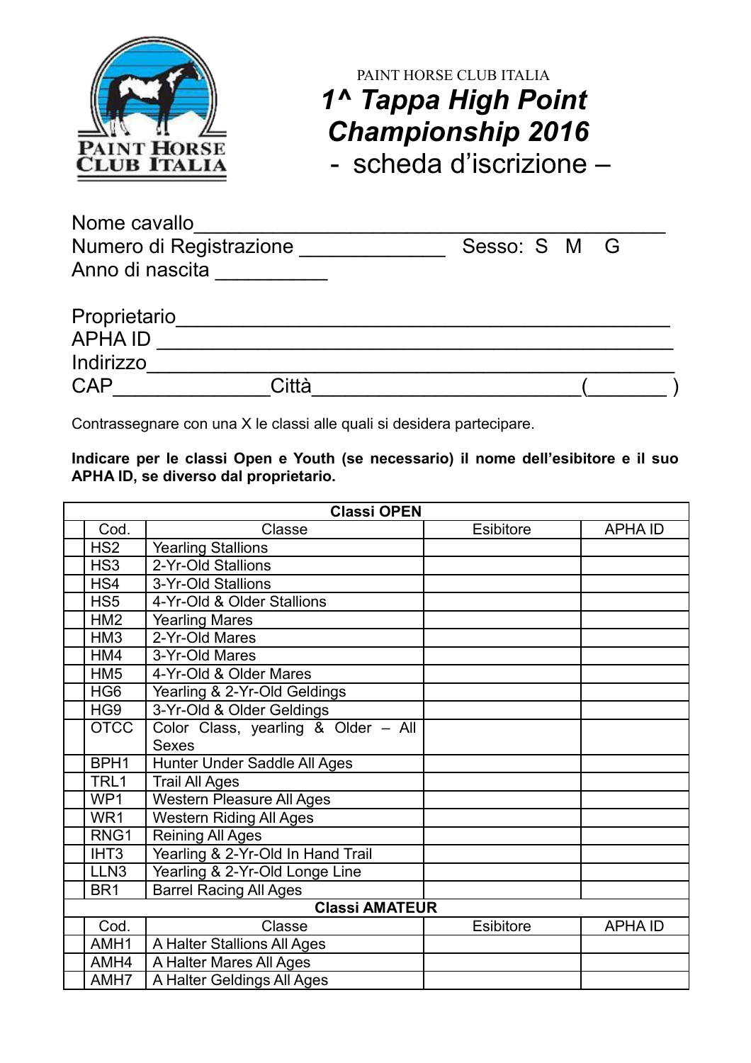PAINT HORSE CLUB ITALIA

# *1^ Tappa High Point Championship 2016*

## - scheda d'iscrizione –

Nome cavallo_______________________________________________
Numero di Registrazione _____________ Sesso: S M G
Anno di nascita __________

Proprietario_______________________________________________
APHA ID ___________________________________________________
Indirizzo__________________________________________________
CAP_____________Città_______________________(_______ )

Contrassegnare con una X le classi alle quali si desidera partecipare.

**Indicare per le classi Open e Youth (se necessario) il nome dell'esibitore e il suo APHA ID, se diverso dal proprietario.**

| | **Classi OPEN** | | | |
|---|---|---|---|---|
| | Cod. | Classe | Esibitore | APHA ID |
| | HS2 | Yearling Stallions | | |
| | HS3 | 2-Yr-Old Stallions | | |
| | HS4 | 3-Yr-Old Stallions | | |
| | HS5 | 4-Yr-Old & Older Stallions | | |
| | HM2 | Yearling Mares | | |
| | HM3 | 2-Yr-Old Mares | | |
| | HM4 | 3-Yr-Old Mares | | |
| | HM5 | 4-Yr-Old & Older Mares | | |
| | HG6 | Yearling & 2-Yr-Old Geldings | | |
| | HG9 | 3-Yr-Old & Older Geldings | | |
| | OTCC | Color Class, yearling & Older – All Sexes | | |
| | BPH1 | Hunter Under Saddle All Ages | | |
| | TRL1 | Trail All Ages | | |
| | WP1 | Western Pleasure All Ages | | |
| | WR1 | Western Riding All Ages | | |
| | RNG1 | Reining All Ages | | |
| | IHT3 | Yearling & 2-Yr-Old In Hand Trail | | |
| | LLN3 | Yearling & 2-Yr-Old Longe Line | | |
| | BR1 | Barrel Racing All Ages | | |
| | **Classi AMATEUR** | | | |
| | Cod. | Classe | Esibitore | APHA ID |
| | AMH1 | A Halter Stallions All Ages | | |
| | AMH4 | A Halter Mares All Ages | | |
| | AMH7 | A Halter Geldings All Ages | | |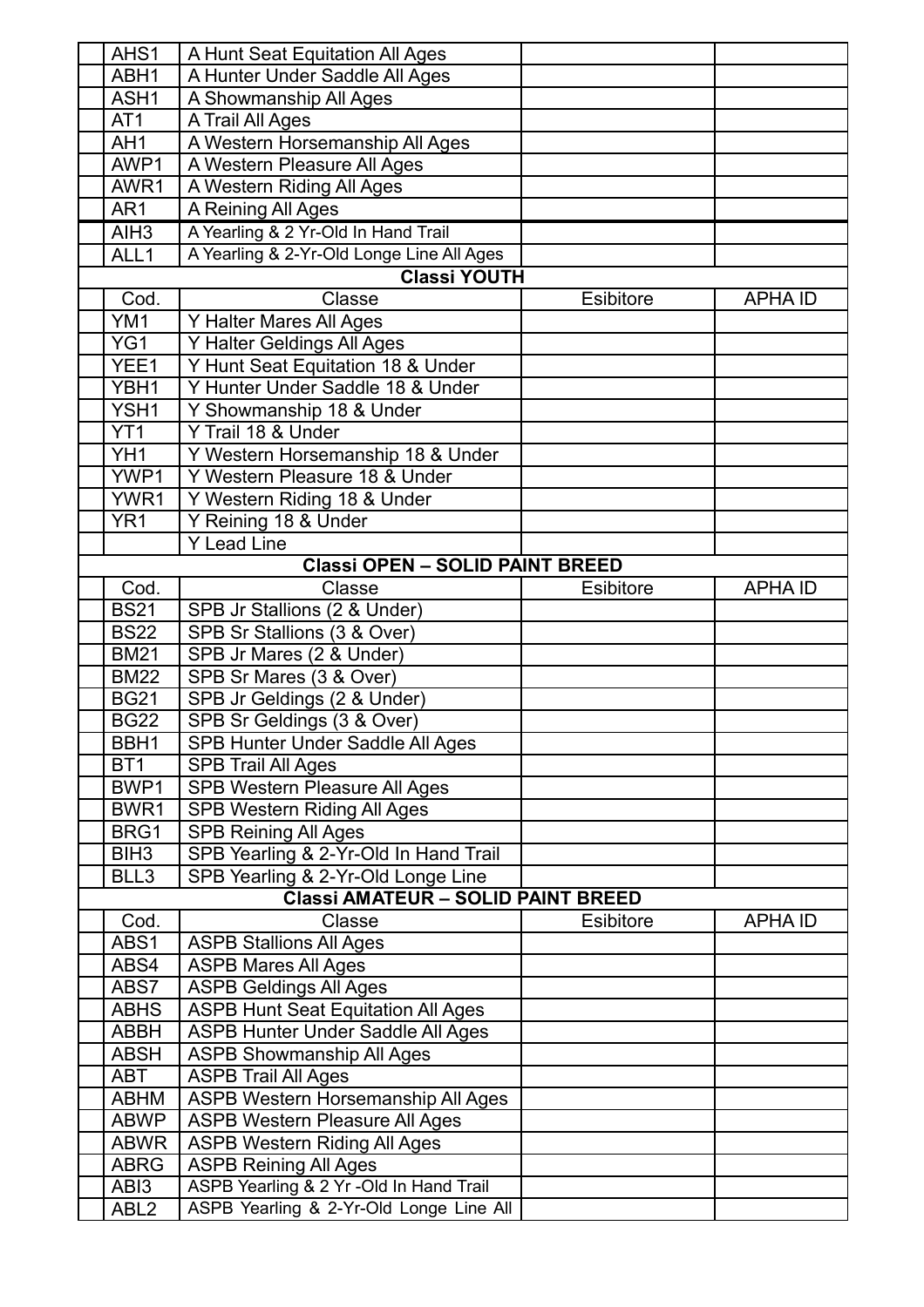| | | | | |
|---|---|---|---|---|
| | AHS1 | A Hunt Seat Equitation All Ages | | |
| | ABH1 | A Hunter Under Saddle All Ages | | |
| | ASH1 | A Showmanship All Ages | | |
| | AT1 | A Trail All Ages | | |
| | AH1 | A Western Horsemanship All Ages | | |
| | AWP1 | A Western Pleasure All Ages | | |
| | AWR1 | A Western Riding All Ages | | |
| | AR1 | A Reining All Ages | | |
| | AIH3 | A Yearling & 2 Yr-Old In Hand Trail | | |
| | ALL1 | A Yearling & 2-Yr-Old Longe Line All Ages | | |
| | | **Classi YOUTH** | | |
| | Cod. | Classe | Esibitore | APHA ID |
| | YM1 | Y Halter Mares All Ages | | |
| | YG1 | Y Halter Geldings All Ages | | |
| | YEE1 | Y Hunt Seat Equitation 18 & Under | | |
| | YBH1 | Y Hunter Under Saddle 18 & Under | | |
| | YSH1 | Y Showmanship 18 & Under | | |
| | YT1 | Y Trail 18 & Under | | |
| | YH1 | Y Western Horsemanship 18 & Under | | |
| | YWP1 | Y Western Pleasure 18 & Under | | |
| | YWR1 | Y Western Riding 18 & Under | | |
| | YR1 | Y Reining 18 & Under | | |
| | | Y Lead Line | | |
| | | **Classi OPEN – SOLID PAINT BREED** | | |
| | Cod. | Classe | Esibitore | APHA ID |
| | BS21 | SPB Jr Stallions (2 & Under) | | |
| | BS22 | SPB Sr Stallions (3 & Over) | | |
| | BM21 | SPB Jr Mares (2 & Under) | | |
| | BM22 | SPB Sr Mares (3 & Over) | | |
| | BG21 | SPB Jr Geldings (2 & Under) | | |
| | BG22 | SPB Sr Geldings (3 & Over) | | |
| | BBH1 | SPB Hunter Under Saddle All Ages | | |
| | BT1 | SPB Trail All Ages | | |
| | BWP1 | SPB Western Pleasure All Ages | | |
| | BWR1 | SPB Western Riding All Ages | | |
| | BRG1 | SPB Reining All Ages | | |
| | BIH3 | SPB Yearling & 2-Yr-Old In Hand Trail | | |
| | BLL3 | SPB Yearling & 2-Yr-Old Longe Line | | |
| | | **Classi AMATEUR – SOLID PAINT BREED** | | |
| | Cod. | Classe | Esibitore | APHA ID |
| | ABS1 | ASPB Stallions All Ages | | |
| | ABS4 | ASPB Mares All Ages | | |
| | ABS7 | ASPB Geldings All Ages | | |
| | ABHS | ASPB Hunt Seat Equitation All Ages | | |
| | ABBH | ASPB Hunter Under Saddle All Ages | | |
| | ABSH | ASPB Showmanship All Ages | | |
| | ABT | ASPB Trail All Ages | | |
| | ABHM | ASPB Western Horsemanship All Ages | | |
| | ABWP | ASPB Western Pleasure All Ages | | |
| | ABWR | ASPB Western Riding All Ages | | |
| | ABRG | ASPB Reining All Ages | | |
| | ABI3 | ASPB Yearling & 2 Yr -Old In Hand Trail | | |
| | ABL2 | ASPB Yearling & 2-Yr-Old Longe Line All | | |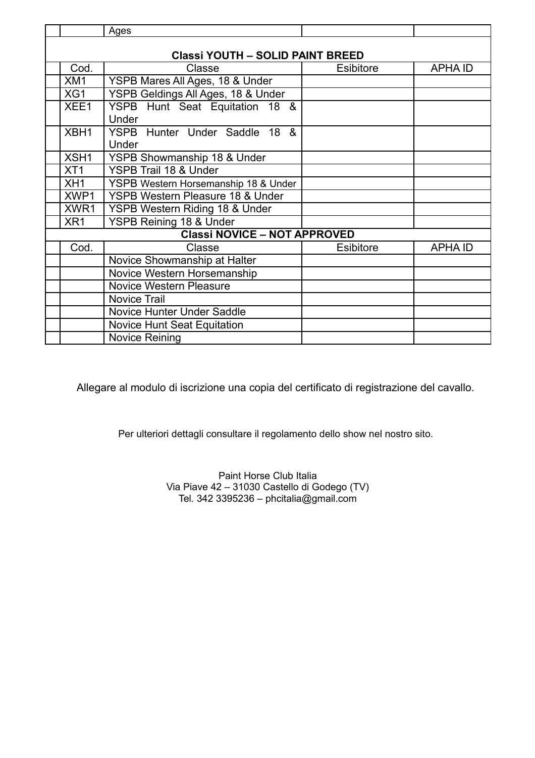| | | | | |
|---|---|---|---|---|
| | | Ages | | |
| **Classi YOUTH – SOLID PAINT BREED** | | | | |
| | Cod. | Classe | Esibitore | APHA ID |
| | XM1 | YSPB Mares All Ages, 18 & Under | | |
| | XG1 | YSPB Geldings All Ages, 18 & Under | | |
| | XEE1 | YSPB Hunt Seat Equitation 18 & Under | | |
| | XBH1 | YSPB Hunter Under Saddle 18 & Under | | |
| | XSH1 | YSPB Showmanship 18 & Under | | |
| | XT1 | YSPB Trail 18 & Under | | |
| | XH1 | YSPB Western Horsemanship 18 & Under | | |
| | XWP1 | YSPB Western Pleasure 18 & Under | | |
| | XWR1 | YSPB Western Riding 18 & Under | | |
| | XR1 | YSPB Reining 18 & Under | | |
| **Classi NOVICE – NOT APPROVED** | | | | |
| | Cod. | Classe | Esibitore | APHA ID |
| | | Novice Showmanship at Halter | | |
| | | Novice Western Horsemanship | | |
| | | Novice Western Pleasure | | |
| | | Novice Trail | | |
| | | Novice Hunter Under Saddle | | |
| | | Novice Hunt Seat Equitation | | |
| | | Novice Reining | | |

Allegare al modulo di iscrizione una copia del certificato di registrazione del cavallo.

Per ulteriori dettagli consultare il regolamento dello show nel nostro sito.

Paint Horse Club Italia
Via Piave 42 – 31030 Castello di Godego (TV)
Tel. 342 3395236 – phcitalia@gmail.com